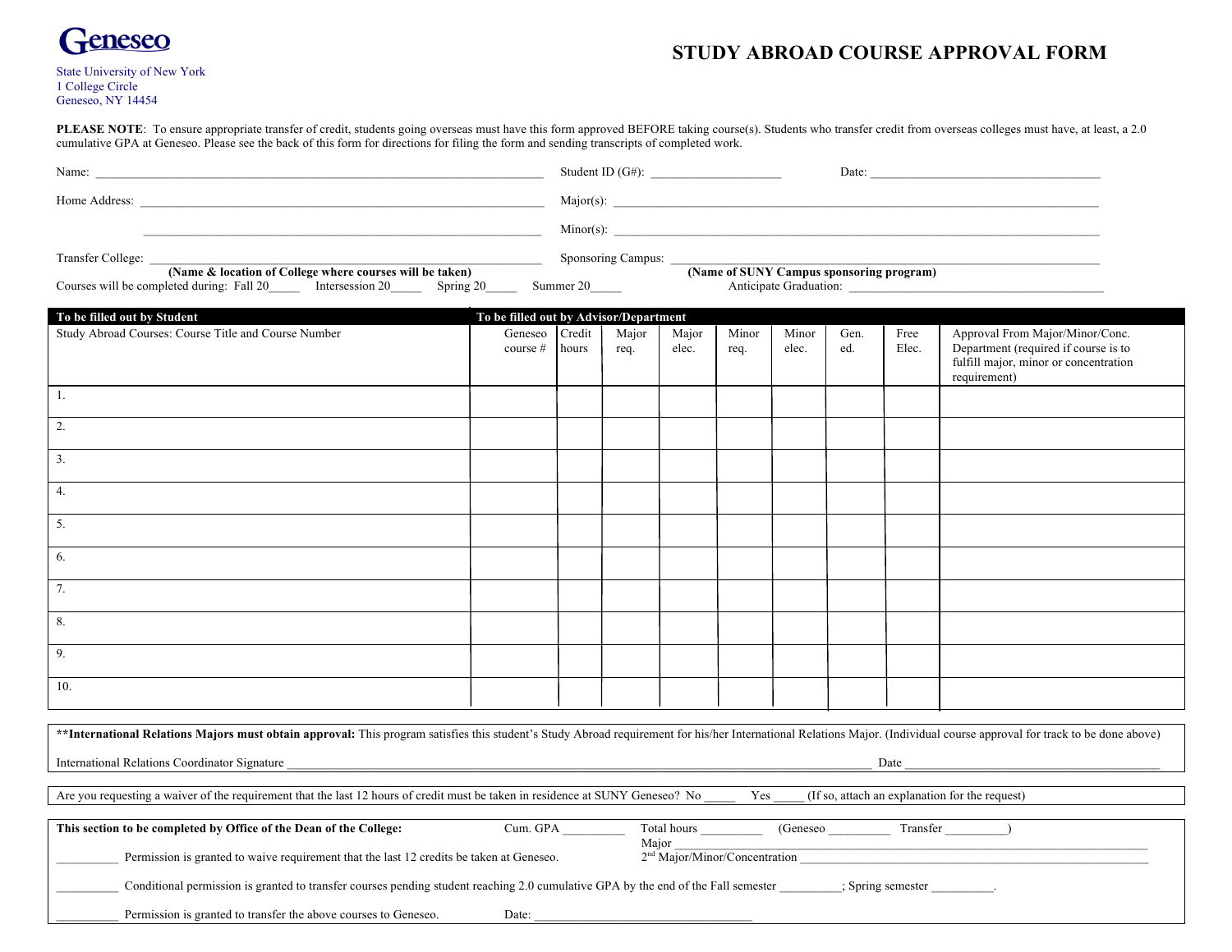Geneseo

State University of New York
1 College Circle
Geneseo, NY 14454

# STUDY ABROAD COURSE APPROVAL FORM

**PLEASE NOTE**: To ensure appropriate transfer of credit, students going overseas must have this form approved BEFORE taking course(s). Students who transfer credit from overseas colleges must have, at least, a 2.0 cumulative GPA at Geneseo. Please see the back of this form for directions for filing the form and sending transcripts of completed work.

Name: ____________________ Student ID (G#): ____________ Date: ____________

Home Address: ____________________ Major(s): ____________________

____________________ Minor(s): ____________________

Transfer College: ____________________ Sponsoring Campus: ____________________
**(Name & location of College where courses will be taken)** **(Name of SUNY Campus sponsoring program)**

Courses will be completed during: Fall 20_____ Intersession 20_____ Spring 20_____ Summer 20_____ Anticipate Graduation: ____________________

| **To be filled out by Student** | **To be filled out by Advisor/Department** | | | | | | | | |
|---|---|---|---|---|---|---|---|---|---|
| Study Abroad Courses: Course Title and Course Number | Geneseo course # | Credit hours | Major req. | Major elec. | Minor req. | Minor elec. | Gen. ed. | Free Elec. | Approval From Major/Minor/Conc. Department (required if course is to fulfill major, minor or concentration requirement) |
| 1. | | | | | | | | | |
| 2. | | | | | | | | | |
| 3. | | | | | | | | | |
| 4. | | | | | | | | | |
| 5. | | | | | | | | | |
| 6. | | | | | | | | | |
| 7. | | | | | | | | | |
| 8. | | | | | | | | | |
| 9. | | | | | | | | | |
| 10. | | | | | | | | | |

**\*\*International Relations Majors must obtain approval:** This program satisfies this student's Study Abroad requirement for his/her International Relations Major. (Individual course approval for track to be done above)

International Relations Coordinator Signature ____________________ Date ____________________

Are you requesting a waiver of the requirement that the last 12 hours of credit must be taken in residence at SUNY Geneseo? No _____ Yes _____ (If so, attach an explanation for the request)

**This section to be completed by Office of the Dean of the College:** Cum. GPA _________ Total hours _________ (Geneseo _________ Transfer _________)

Major ____________________

__________ Permission is granted to waive requirement that the last 12 credits be taken at Geneseo. 2nd Major/Minor/Concentration ____________________

__________ Conditional permission is granted to transfer courses pending student reaching 2.0 cumulative GPA by the end of the Fall semester _________; Spring semester _________.

__________ Permission is granted to transfer the above courses to Geneseo. Date: ____________________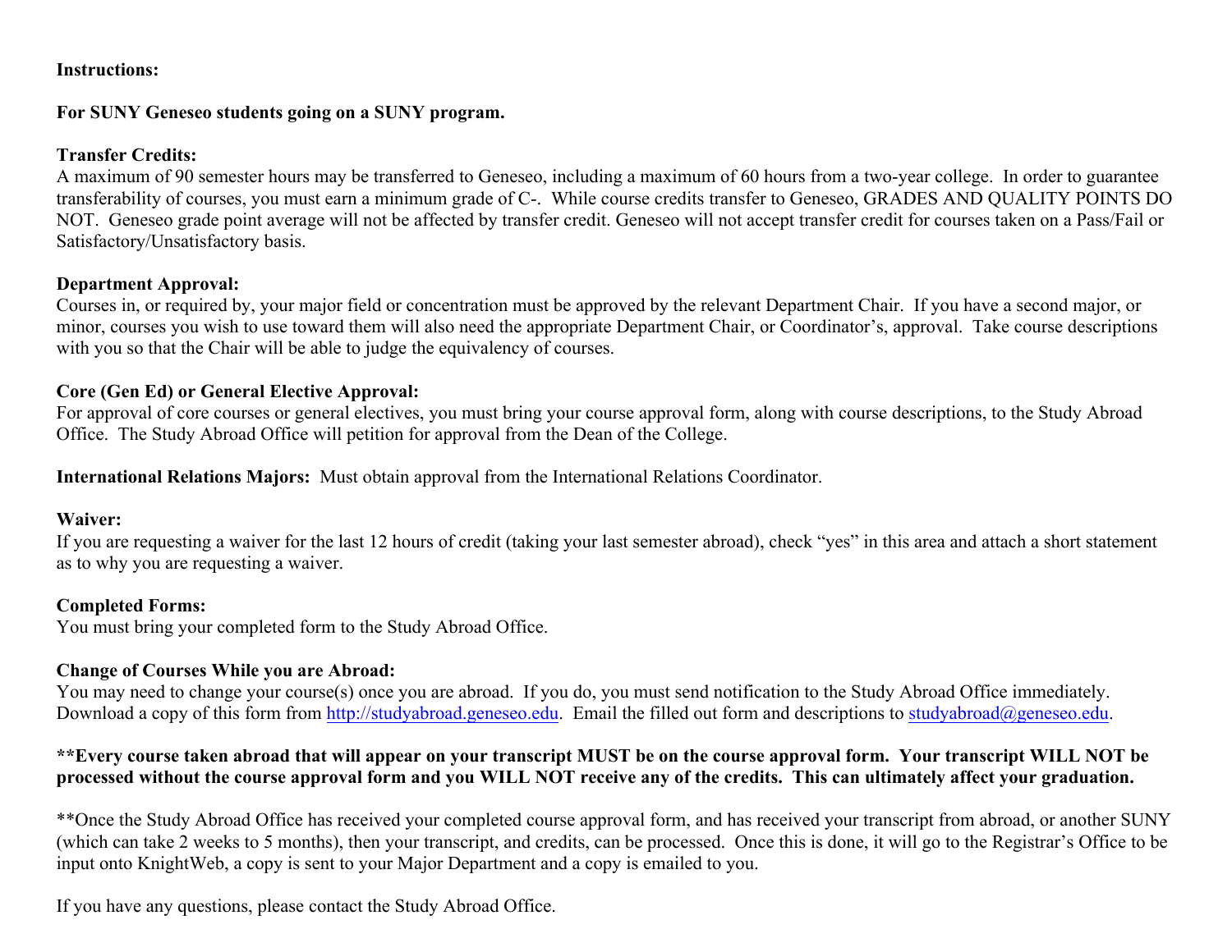**Instructions:**

**For SUNY Geneseo students going on a SUNY program.**

**Transfer Credits:**
A maximum of 90 semester hours may be transferred to Geneseo, including a maximum of 60 hours from a two-year college. In order to guarantee transferability of courses, you must earn a minimum grade of C-. While course credits transfer to Geneseo, GRADES AND QUALITY POINTS DO NOT. Geneseo grade point average will not be affected by transfer credit. Geneseo will not accept transfer credit for courses taken on a Pass/Fail or Satisfactory/Unsatisfactory basis.

**Department Approval:**
Courses in, or required by, your major field or concentration must be approved by the relevant Department Chair. If you have a second major, or minor, courses you wish to use toward them will also need the appropriate Department Chair, or Coordinator's, approval. Take course descriptions with you so that the Chair will be able to judge the equivalency of courses.

**Core (Gen Ed) or General Elective Approval:**
For approval of core courses or general electives, you must bring your course approval form, along with course descriptions, to the Study Abroad Office. The Study Abroad Office will petition for approval from the Dean of the College.

**International Relations Majors:** Must obtain approval from the International Relations Coordinator.

**Waiver:**
If you are requesting a waiver for the last 12 hours of credit (taking your last semester abroad), check "yes" in this area and attach a short statement as to why you are requesting a waiver.

**Completed Forms:**
You must bring your completed form to the Study Abroad Office.

**Change of Courses While you are Abroad:**
You may need to change your course(s) once you are abroad. If you do, you must send notification to the Study Abroad Office immediately. Download a copy of this form from http://studyabroad.geneseo.edu. Email the filled out form and descriptions to studyabroad@geneseo.edu.

**\*\*Every course taken abroad that will appear on your transcript MUST be on the course approval form. Your transcript WILL NOT be processed without the course approval form and you WILL NOT receive any of the credits. This can ultimately affect your graduation.**

**Once the Study Abroad Office has received your completed course approval form, and has received your transcript from abroad, or another SUNY (which can take 2 weeks to 5 months), then your transcript, and credits, can be processed. Once this is done, it will go to the Registrar's Office to be input onto KnightWeb, a copy is sent to your Major Department and a copy is emailed to you.

If you have any questions, please contact the Study Abroad Office.